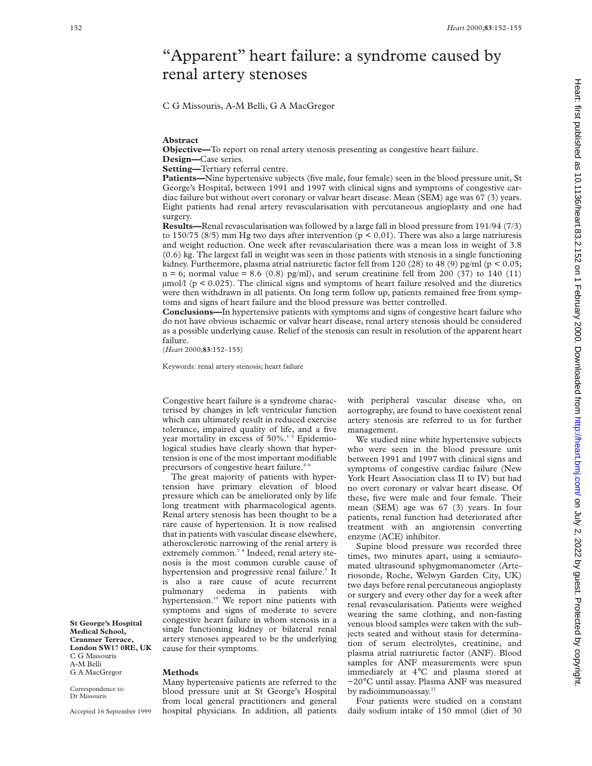# "Apparent" heart failure: a syndrome caused by renal artery stenoses

C G Missouris, A-M Belli, G A MacGregor

## Abstract

**Objective—**To report on renal artery stenosis presenting as congestive heart failure.

**Design—**Case series.

**Setting—**Tertiary referral centre.

**Patients—**Nine hypertensive subjects (five male, four female) seen in the blood pressure unit, St George's Hospital, between 1991 and 1997 with clinical signs and symptoms of congestive cardiac failure but without overt coronary or valvar heart disease. Mean (SEM) age was 67 (3) years. Eight patients had renal artery revascularisation with percutaneous angioplasty and one had surgery.

**Results—**Renal revascularisation was followed by a large fall in blood pressure from 191/94 (7/3) to 150/75 (8/5) mm Hg two days after intervention ($p < 0.01$). There was also a large natriuresis and weight reduction. One week after revascularisation there was a mean loss in weight of 3.8 (0.6) kg. The largest fall in weight was seen in those patients with stenosis in a single functioning kidney. Furthermore, plasma atrial natriuretic factor fell from 120 (28) to 48 (9) pg/ml ($p < 0.05$; $n = 6$; normal value = 8.6 (0.8) pg/ml), and serum creatinine fell from 200 (37) to 140 (11) µmol/l ($p < 0.025$). The clinical signs and symptoms of heart failure resolved and the diuretics were then withdrawn in all patients. On long term follow up, patients remained free from symptoms and signs of heart failure and the blood pressure was better controlled.

**Conclusions—**In hypertensive patients with symptoms and signs of congestive heart failure who do not have obvious ischaemic or valvar heart disease, renal artery stenosis should be considered as a possible underlying cause. Relief of the stenosis can result in resolution of the apparent heart failure.

(*Heart* 2000;**83**:152–155)

Keywords: renal artery stenosis; heart failure

**St George's Hospital Medical School, Cranmer Terrace, London SW17 0RE, UK**
C G Missouris
A-M Belli
G A MacGregor

Correspondence to: Dr Missouris

Accepted 16 September 1999

Congestive heart failure is a syndrome characterised by changes in left ventricular function which can ultimately result in reduced exercise tolerance, impaired quality of life, and a five year mortality in excess of 50%.[1–3] Epidemiological studies have clearly shown that hypertension is one of the most important modifiable precursors of congestive heart failure.[4–6]

The great majority of patients with hypertension have primary elevation of blood pressure which can be ameliorated only by life long treatment with pharmacological agents. Renal artery stenosis has been thought to be a rare cause of hypertension. It is now realised that in patients with vascular disease elsewhere, atherosclerotic narrowing of the renal artery is extremely common.[7 8] Indeed, renal artery stenosis is the most common curable cause of hypertension and progressive renal failure.[9] It is also a rare cause of acute recurrent pulmonary oedema in patients with hypertension.[10] We report nine patients with symptoms and signs of moderate to severe congestive heart failure in whom stenosis in a single functioning kidney or bilateral renal artery stenoses appeared to be the underlying cause for their symptoms.

## Methods

Many hypertensive patients are referred to the blood pressure unit at St George's Hospital from local general practitioners and general hospital physicians. In addition, all patients with peripheral vascular disease who, on aortography, are found to have coexistent renal artery stenosis are referred to us for further management.

We studied nine white hypertensive subjects who were seen in the blood pressure unit between 1991 and 1997 with clinical signs and symptoms of congestive cardiac failure (New York Heart Association class II to IV) but had no overt coronary or valvar heart disease. Of these, five were male and four female. Their mean (SEM) age was 67 (3) years. In four patients, renal function had deteriorated after treatment with an angiotensin converting enzyme (ACE) inhibitor.

Supine blood pressure was recorded three times, two minutes apart, using a semiautomated ultrasound sphygmomanometer (Arteriosonde, Roche, Welwyn Garden City, UK) two days before renal percutaneous angioplasty or surgery and every other day for a week after renal revascularisation. Patients were weighed wearing the same clothing, and non-fasting venous blood samples were taken with the subjects seated and without stasis for determination of serum electrolytes, creatinine, and plasma atrial natriuretic factor (ANF). Blood samples for ANF measurements were spun immediately at 4°C and plasma stored at −20°C until assay. Plasma ANF was measured by radioimmunoassay.[11]

Four patients were studied on a constant daily sodium intake of 150 mmol (diet of 30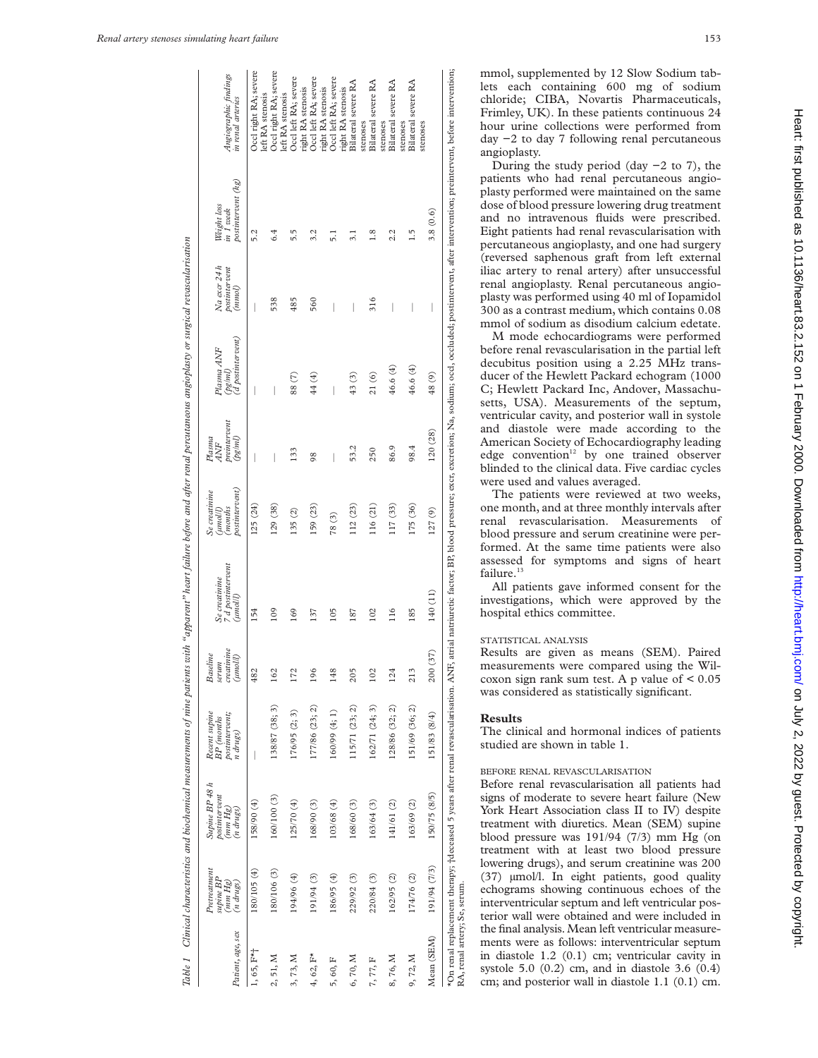Table 1 *Clinical characteristics and biochemical measurements of nine patients with "apparent" heart failure before and after renal percutaneous angioplasty or surgical revascularisation*

| Patient, age, sex | Pretreatment supine BP (mm Hg) (n drugs) | Supine BP 48 h postintervent (mm Hg) (n drugs) | Recent supine BP (months postintervent; n drugs) | Baseline serum creatinine (µmol/l) | Se creatinine 7 d postintervent (µmol/l) | Se creatinine (µmol/l) (months postintervent) | Plasma ANF preintervent (pg/ml) | Plasma ANF (pg/ml) (d postintervent) | Na excr 24 h postintervent (mmol) | Weight loss in 1 week postintervent (kg) | Angiographic findings in renal arteries |
|---|---|---|---|---|---|---|---|---|---|---|---|
| 1, 65, F*† | 180/105 (4) | 158/90 (4) | — | 482 | 154 | 125 (24) | — | — | — | 5.2 | Occl right RA; severe left RA stenosis |
| 2, 51, M | 180/106 (3) | 160/100 (3) | 138/87 (38; 3) | 162 | 109 | 129 (38) | — | — | 538 | 6.4 | Occl right RA; severe left RA stenosis |
| 3, 73, M | 194/96 (4) | 125/70 (4) | 176/95 (2; 3) | 172 | 169 | 135 (2) | 133 | 88 (7) | 485 | 5.5 | Occl left RA; severe right RA stenosis |
| 4, 62, F* | 191/94 (3) | 168/90 (3) | 177/86 (23; 2) | 196 | 137 | 159 (23) | 98 | 44 (4) | 560 | 3.2 | Occl left RA; severe right RA stenosis |
| 5, 60, F | 186/95 (4) | 103/68 (4) | 160/99 (4; 1) | 148 | 105 | 78 (3) | — | — | — | 5.1 | Occl left RA; severe right RA stenosis |
| 6, 70, M | 229/92 (3) | 168/60 (3) | 115/71 (23; 2) | 205 | 187 | 112 (23) | 53.2 | 43 (3) | — | 3.1 | Bilateral severe RA stenoses |
| 7, 77, F | 220/84 (3) | 163/64 (3) | 162/71 (24; 3) | 102 | 102 | 116 (21) | 250 | 21 (6) | 316 | 1.8 | Bilateral severe RA stenoses |
| 8, 76, M | 162/95 (2) | 141/61 (2) | 128/86 (32; 2) | 124 | 116 | 117 (33) | 86.9 | 46.6 (4) | — | 2.2 | Bilateral severe RA stenoses |
| 9, 72, M | 174/76 (2) | 163/69 (2) | 151/69 (36; 2) | 213 | 185 | 175 (36) | 98.4 | 46.6 (4) | — | 1.5 | Bilateral severe RA stenoses |
| Mean (SEM) | 191/94 (7/3) | 150/75 (8/5) | 151/83 (8/4) | 200 (37) | 140 (11) | 127 (9) | 120 (28) | 48 (9) | — | 3.8 (0.6) | |

*On renal replacement therapy; †deceased 5 years after renal revascularisation. ANF, atrial natriuretic factor; BP, blood pressure; excr, excretion; Na, sodium; occl, occluded; postintervent, after intervention; preintervent, before intervention; RA, renal artery; Se, serum.

mmol, supplemented by 12 Slow Sodium tablets each containing 600 mg of sodium chloride; CIBA, Novartis Pharmaceuticals, Frimley, UK). In these patients continuous 24 hour urine collections were performed from day −2 to day 7 following renal percutaneous angioplasty.

During the study period (day −2 to 7), the patients who had renal percutaneous angioplasty performed were maintained on the same dose of blood pressure lowering drug treatment and no intravenous fluids were prescribed. Eight patients had renal revascularisation with percutaneous angioplasty, and one had surgery (reversed saphenous graft from left external iliac artery to renal artery) after unsuccessful renal angioplasty. Renal percutaneous angioplasty was performed using 40 ml of Iopamidol 300 as a contrast medium, which contains 0.08 mmol of sodium as disodium calcium edetate.

M mode echocardiograms were performed before renal revascularisation in the partial left decubitus position using a 2.25 MHz transducer of the Hewlett Packard echogram (1000 C; Hewlett Packard Inc, Andover, Massachusetts, USA). Measurements of the septum, ventricular cavity, and posterior wall in systole and diastole were made according to the American Society of Echocardiography leading edge convention[12] by one trained observer blinded to the clinical data. Five cardiac cycles were used and values averaged.

The patients were reviewed at two weeks, one month, and at three monthly intervals after renal revascularisation. Measurements of blood pressure and serum creatinine were performed. At the same time patients were also assessed for symptoms and signs of heart failure.[13]

All patients gave informed consent for the investigations, which were approved by the hospital ethics committee.

STATISTICAL ANALYSIS

Results are given as means (SEM). Paired measurements were compared using the Wilcoxon sign rank sum test. A p value of $< 0.05$ was considered as statistically significant.

## Results

The clinical and hormonal indices of patients studied are shown in table 1.

BEFORE RENAL REVASCULARISATION

Before renal revascularisation all patients had signs of moderate to severe heart failure (New York Heart Association class II to IV) despite treatment with diuretics. Mean (SEM) supine blood pressure was 191/94 (7/3) mm Hg (on treatment with at least two blood pressure lowering drugs), and serum creatinine was 200 (37) µmol/l. In eight patients, good quality echograms showing continuous echoes of the interventricular septum and left ventricular posterior wall were obtained and were included in the final analysis. Mean left ventricular measurements were as follows: interventricular septum in diastole 1.2 (0.1) cm; ventricular cavity in systole 5.0 (0.2) cm, and in diastole 3.6 (0.4) cm; and posterior wall in diastole 1.1 (0.1) cm.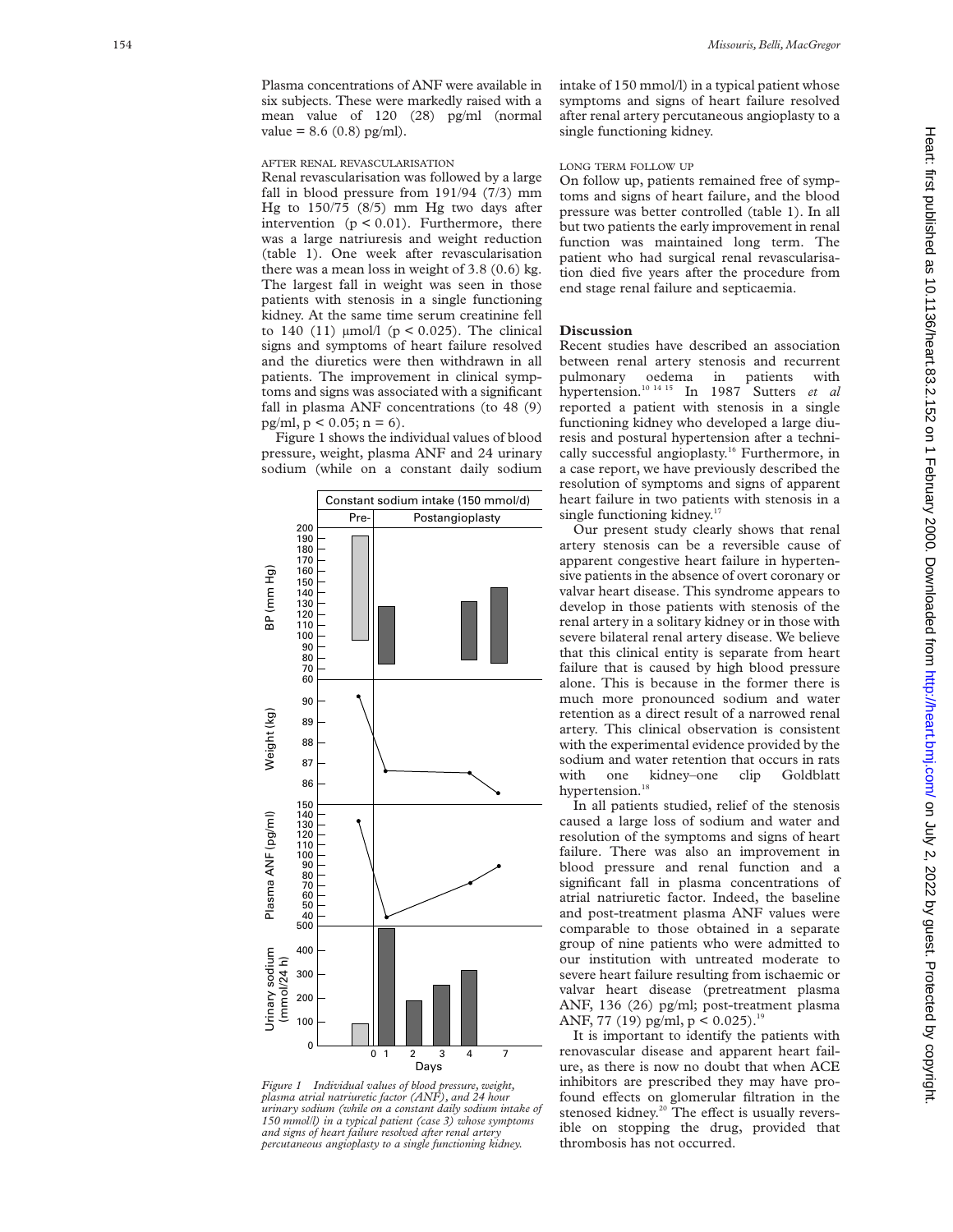Plasma concentrations of ANF were available in six subjects. These were markedly raised with a mean value of 120 (28) pg/ml (normal value = 8.6 (0.8) pg/ml).

### AFTER RENAL REVASCULARISATION

Renal revascularisation was followed by a large fall in blood pressure from 191/94 (7/3) mm Hg to 150/75 (8/5) mm Hg two days after intervention ($p < 0.01$). Furthermore, there was a large natriuresis and weight reduction (table 1). One week after revascularisation there was a mean loss in weight of 3.8 (0.6) kg. The largest fall in weight was seen in those patients with stenosis in a single functioning kidney. At the same time serum creatinine fell to 140 (11) μmol/l ($p < 0.025$). The clinical signs and symptoms of heart failure resolved and the diuretics were then withdrawn in all patients. The improvement in clinical symptoms and signs was associated with a significant fall in plasma ANF concentrations (to 48 (9) pg/ml, $p < 0.05$; $n = 6$).

Figure 1 shows the individual values of blood pressure, weight, plasma ANF and 24 urinary sodium (while on a constant daily sodium intake of 150 mmol/l) in a typical patient whose symptoms and signs of heart failure resolved after renal artery percutaneous angioplasty to a single functioning kidney.

*Figure 1 Individual values of blood pressure, weight, plasma atrial natriuretic factor (ANF), and 24 hour urinary sodium (while on a constant daily sodium intake of 150 mmol/l) in a typical patient (case 3) whose symptoms and signs of heart failure resolved after renal artery percutaneous angioplasty to a single functioning kidney.*

### LONG TERM FOLLOW UP

On follow up, patients remained free of symptoms and signs of heart failure, and the blood pressure was better controlled (table 1). In all but two patients the early improvement in renal function was maintained long term. The patient who had surgical renal revascularisation died five years after the procedure from end stage renal failure and septicaemia.

## Discussion

Recent studies have described an association between renal artery stenosis and recurrent pulmonary oedema in patients with hypertension.[10 14 15] In 1987 Sutters *et al* reported a patient with stenosis in a single functioning kidney who developed a large diuresis and postural hypertension after a technically successful angioplasty.[16] Furthermore, in a case report, we have previously described the resolution of symptoms and signs of apparent heart failure in two patients with stenosis in a single functioning kidney.[17]

Our present study clearly shows that renal artery stenosis can be a reversible cause of apparent congestive heart failure in hypertensive patients in the absence of overt coronary or valvar heart disease. This syndrome appears to develop in those patients with stenosis of the renal artery in a solitary kidney or in those with severe bilateral renal artery disease. We believe that this clinical entity is separate from heart failure that is caused by high blood pressure alone. This is because in the former there is much more pronounced sodium and water retention as a direct result of a narrowed renal artery. This clinical observation is consistent with the experimental evidence provided by the sodium and water retention that occurs in rats with one kidney–one clip Goldblatt hypertension.[18]

In all patients studied, relief of the stenosis caused a large loss of sodium and water and resolution of the symptoms and signs of heart failure. There was also an improvement in blood pressure and renal function and a significant fall in plasma concentrations of atrial natriuretic factor. Indeed, the baseline and post-treatment plasma ANF values were comparable to those obtained in a separate group of nine patients who were admitted to our institution with untreated moderate to severe heart failure resulting from ischaemic or valvar heart disease (pretreatment plasma ANF, 136 (26) pg/ml; post-treatment plasma ANF, 77 (19) pg/ml, $p < 0.025$).[19]

It is important to identify the patients with renovascular disease and apparent heart failure, as there is now no doubt that when ACE inhibitors are prescribed they may have profound effects on glomerular filtration in the stenosed kidney.[20] The effect is usually reversible on stopping the drug, provided that thrombosis has not occurred.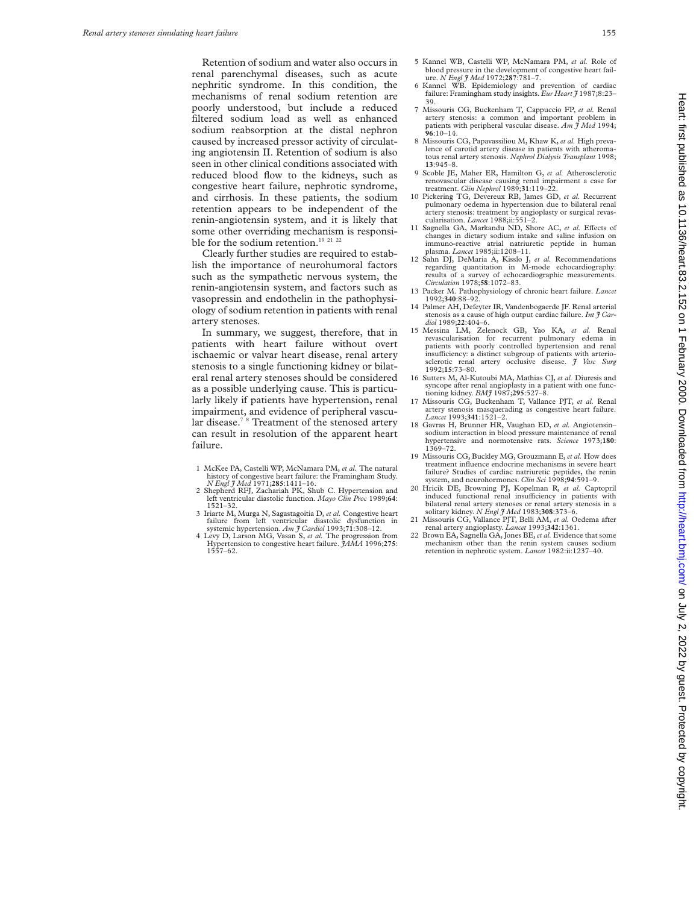Retention of sodium and water also occurs in renal parenchymal diseases, such as acute nephritic syndrome. In this condition, the mechanisms of renal sodium retention are poorly understood, but include a reduced filtered sodium load as well as enhanced sodium reabsorption at the distal nephron caused by increased pressor activity of circulating angiotensin II. Retention of sodium is also seen in other clinical conditions associated with reduced blood flow to the kidneys, such as congestive heart failure, nephrotic syndrome, and cirrhosis. In these patients, the sodium retention appears to be independent of the renin-angiotensin system, and it is likely that some other overriding mechanism is responsible for the sodium retention.[19 21 22]

Clearly further studies are required to establish the importance of neurohumoral factors such as the sympathetic nervous system, the renin-angiotensin system, and factors such as vasopressin and endothelin in the pathophysiology of sodium retention in patients with renal artery stenoses.

In summary, we suggest, therefore, that in patients with heart failure without overt ischaemic or valvar heart disease, renal artery stenosis to a single functioning kidney or bilateral renal artery stenoses should be considered as a possible underlying cause. This is particularly likely if patients have hypertension, renal impairment, and evidence of peripheral vascular disease.[7 8] Treatment of the stenosed artery can result in resolution of the apparent heart failure.

1 McKee PA, Castelli WP, McNamara PM, *et al.* The natural history of congestive heart failure: the Framingham Study. *N Engl J Med* 1971;**285**:1411–16.
2 Shepherd RFJ, Zachariah PK, Shub C. Hypertension and left ventricular diastolic function. *Mayo Clin Proc* 1989;**64**:1521–32.
3 Iriarte M, Murga N, Sagastagoitia D, *et al.* Congestive heart failure from left ventricular diastolic dysfunction in systemic hypertension. *Am J Cardiol* 1993;**71**:308–12.
4 Levy D, Larson MG, Vasan S, *et al.* The progression from Hypertension to congestive heart failure. *JAMA* 1996;**275**:1557–62.
5 Kannel WB, Castelli WP, McNamara PM, *et al.* Role of blood pressure in the development of congestive heart failure. *N Engl J Med* 1972;**287**:781–7.
6 Kannel WB. Epidemiology and prevention of cardiac failure: Framingham study insights. *Eur Heart J* 1987;8:23–39.
7 Missouris CG, Buckenham T, Cappuccio FP, *et al.* Renal artery stenosis: a common and important problem in patients with peripheral vascular disease. *Am J Med* 1994; **96**:10–14.
8 Missouris CG, Papavassiliou M, Khaw K, *et al.* High prevalence of carotid artery disease in patients with atheromatous renal artery stenosis. *Nephrol Dialysis Transplant* 1998; **13**:945–8.
9 Scoble JE, Maher ER, Hamilton G, *et al.* Atherosclerotic renovascular disease causing renal impairment a case for treatment. *Clin Nephrol* 1989;**31**:119–22.
10 Pickering TG, Devereux RB, James GD, *et al.* Recurrent pulmonary oedema in hypertension due to bilateral renal artery stenosis: treatment by angioplasty or surgical revascularisation. *Lancet* 1988;ii:551–2.
11 Sagnella GA, Markandu ND, Shore AC, *et al.* Effects of changes in dietary sodium intake and saline infusion on immuno-reactive atrial natriuretic peptide in human plasma. *Lancet* 1985;ii:1208–11.
12 Sahn DJ, DeMaria A, Kisslo J, *et al.* Recommendations regarding quantitation in M-mode echocardiography: results of a survey of echocardiographic measurements. *Circulation* 1978;**58**:1072–83.
13 Packer M. Pathophysiology of chronic heart failure. *Lancet* 1992;**340**:88–92.
14 Palmer AH, Defeyter IR, Vandenbogaerde JF. Renal arterial stenosis as a cause of high output cardiac failure. *Int J Cardiol* 1989;**22**:404–6.
15 Messina LM, Zelenock GB, Yao KA, *et al.* Renal revascularisation for recurrent pulmonary edema in patients with poorly controlled hypertension and renal insufficiency: a distinct subgroup of patients with arteriosclerotic renal artery occlusive disease. *J Vasc Surg* 1992;**15**:73–80.
16 Sutters M, Al-Kutoubi MA, Mathias CJ, *et al.* Diuresis and syncope after renal angioplasty in a patient with one functioning kidney. *BMJ* 1987;**295**:527–8.
17 Missouris CG, Buckenham T, Vallance PJT, *et al.* Renal artery stenosis masquerading as congestive heart failure. *Lancet* 1993;**341**:1521–2.
18 Gavras H, Brunner HR, Vaughan ED, *et al.* Angiotensin–sodium interaction in blood pressure maintenance of renal hypertensive and normotensive rats. *Science* 1973;**180**:1369–72.
19 Missouris CG, Buckley MG, Grouzmann E, *et al.* How does treatment influence endocrine mechanisms in severe heart failure? Studies of cardiac natriuretic peptides, the renin system, and neurohormones. *Clin Sci* 1998;**94**:591–9.
20 Hricik DE, Browning PJ, Kopelman R, *et al.* Captopril induced functional renal insufficiency in patients with bilateral renal artery stenoses or renal artery stenosis in a solitary kidney. *N Engl J Med* 1983;**308**:373–6.
21 Missouris CG, Vallance PJT, Belli AM, *et al.* Oedema after renal artery angioplasty. *Lancet* 1993;**342**:1361.
22 Brown EA, Sagnella GA, Jones BE, *et al.* Evidence that some mechanism other than the renin system causes sodium retention in nephrotic system. *Lancet* 1982:ii:1237–40.